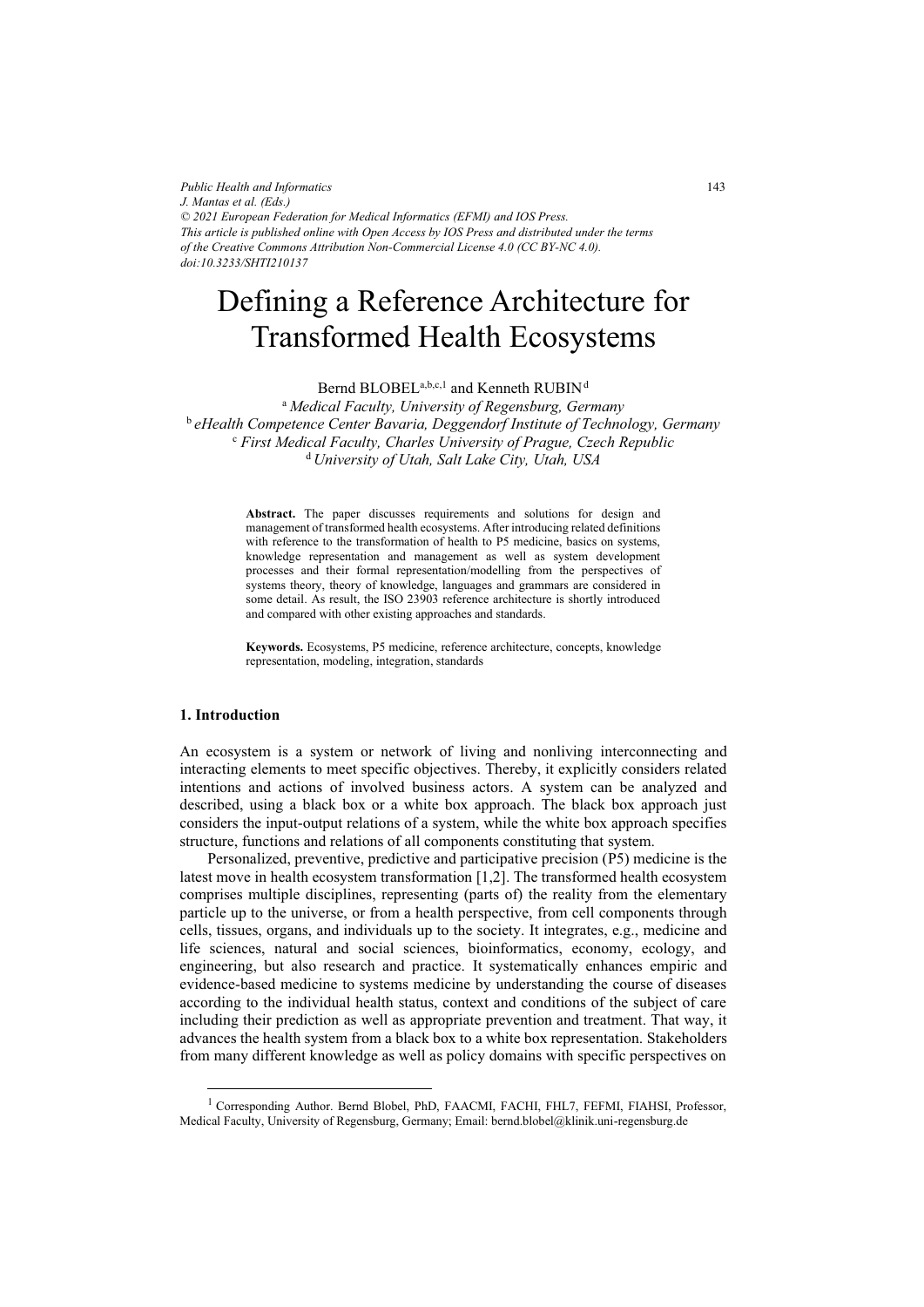*Public Health and Informatics*
*J. Mantas et al. (Eds.)*
*© 2021 European Federation for Medical Informatics (EFMI) and IOS Press.*
*This article is published online with Open Access by IOS Press and distributed under the terms of the Creative Commons Attribution Non-Commercial License 4.0 (CC BY-NC 4.0).*
*doi:10.3233/SHTI210137*

# Defining a Reference Architecture for Transformed Health Ecosystems

Bernd BLOBEL[a,b,c,1] and Kenneth RUBIN[d]

[a] *Medical Faculty, University of Regensburg, Germany*
[b] *eHealth Competence Center Bavaria, Deggendorf Institute of Technology, Germany*
[c] *First Medical Faculty, Charles University of Prague, Czech Republic*
[d] *University of Utah, Salt Lake City, Utah, USA*

**Abstract.** The paper discusses requirements and solutions for design and management of transformed health ecosystems. After introducing related definitions with reference to the transformation of health to P5 medicine, basics on systems, knowledge representation and management as well as system development processes and their formal representation/modelling from the perspectives of systems theory, theory of knowledge, languages and grammars are considered in some detail. As result, the ISO 23903 reference architecture is shortly introduced and compared with other existing approaches and standards.

**Keywords.** Ecosystems, P5 medicine, reference architecture, concepts, knowledge representation, modeling, integration, standards

## 1. Introduction

An ecosystem is a system or network of living and nonliving interconnecting and interacting elements to meet specific objectives. Thereby, it explicitly considers related intentions and actions of involved business actors. A system can be analyzed and described, using a black box or a white box approach. The black box approach just considers the input-output relations of a system, while the white box approach specifies structure, functions and relations of all components constituting that system.

Personalized, preventive, predictive and participative precision (P5) medicine is the latest move in health ecosystem transformation [1,2]. The transformed health ecosystem comprises multiple disciplines, representing (parts of) the reality from the elementary particle up to the universe, or from a health perspective, from cell components through cells, tissues, organs, and individuals up to the society. It integrates, e.g., medicine and life sciences, natural and social sciences, bioinformatics, economy, ecology, and engineering, but also research and practice. It systematically enhances empiric and evidence-based medicine to systems medicine by understanding the course of diseases according to the individual health status, context and conditions of the subject of care including their prediction as well as appropriate prevention and treatment. That way, it advances the health system from a black box to a white box representation. Stakeholders from many different knowledge as well as policy domains with specific perspectives on

---

[1] Corresponding Author. Bernd Blobel, PhD, FAACMI, FACHI, FHL7, FEFMI, FIAHSI, Professor, Medical Faculty, University of Regensburg, Germany; Email: bernd.blobel@klinik.uni-regensburg.de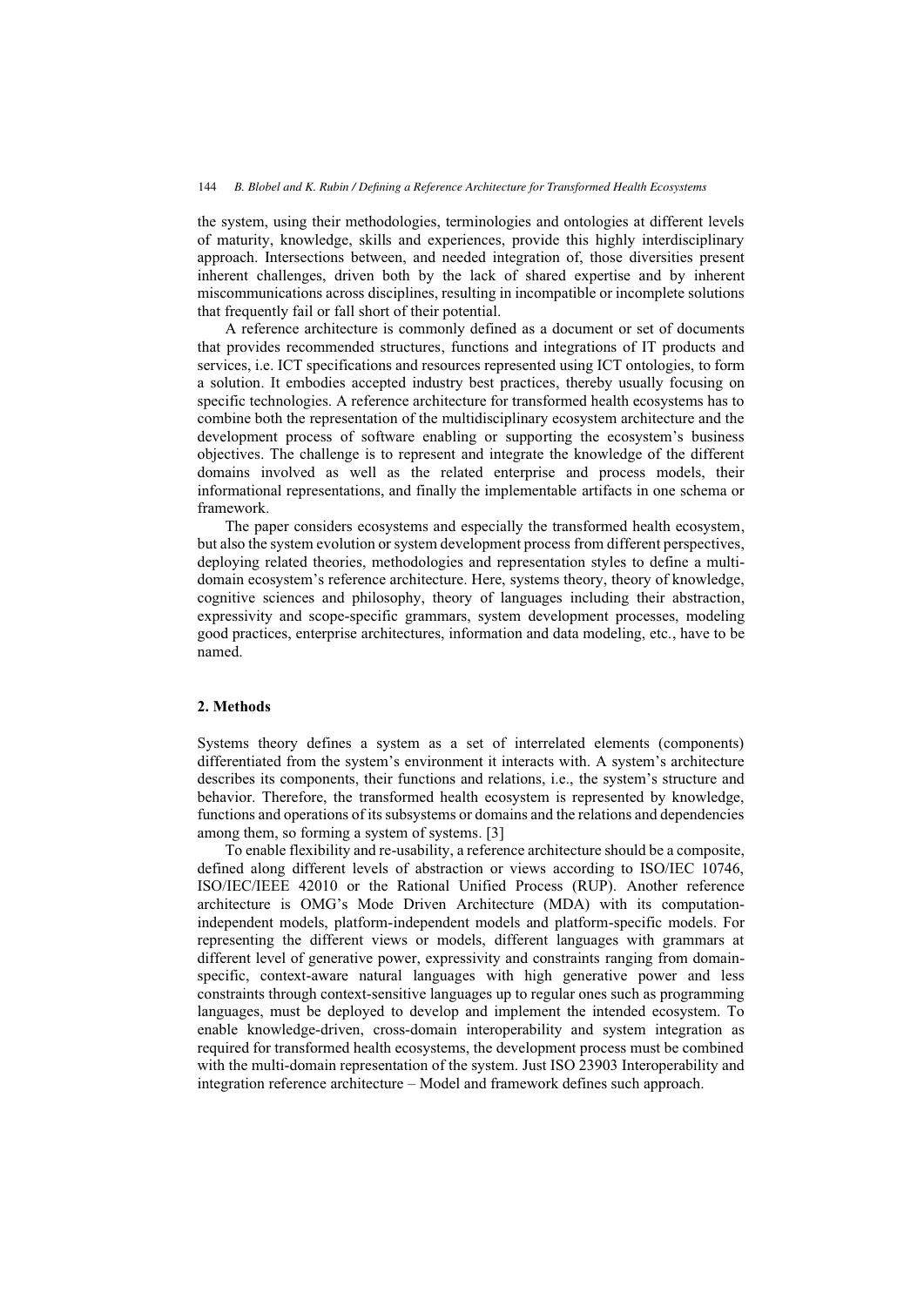the system, using their methodologies, terminologies and ontologies at different levels of maturity, knowledge, skills and experiences, provide this highly interdisciplinary approach. Intersections between, and needed integration of, those diversities present inherent challenges, driven both by the lack of shared expertise and by inherent miscommunications across disciplines, resulting in incompatible or incomplete solutions that frequently fail or fall short of their potential.

A reference architecture is commonly defined as a document or set of documents that provides recommended structures, functions and integrations of IT products and services, i.e. ICT specifications and resources represented using ICT ontologies, to form a solution. It embodies accepted industry best practices, thereby usually focusing on specific technologies. A reference architecture for transformed health ecosystems has to combine both the representation of the multidisciplinary ecosystem architecture and the development process of software enabling or supporting the ecosystem's business objectives. The challenge is to represent and integrate the knowledge of the different domains involved as well as the related enterprise and process models, their informational representations, and finally the implementable artifacts in one schema or framework.

The paper considers ecosystems and especially the transformed health ecosystem, but also the system evolution or system development process from different perspectives, deploying related theories, methodologies and representation styles to define a multi-domain ecosystem's reference architecture. Here, systems theory, theory of knowledge, cognitive sciences and philosophy, theory of languages including their abstraction, expressivity and scope-specific grammars, system development processes, modeling good practices, enterprise architectures, information and data modeling, etc., have to be named.

## 2. Methods

Systems theory defines a system as a set of interrelated elements (components) differentiated from the system's environment it interacts with. A system's architecture describes its components, their functions and relations, i.e., the system's structure and behavior. Therefore, the transformed health ecosystem is represented by knowledge, functions and operations of its subsystems or domains and the relations and dependencies among them, so forming a system of systems. [3]

To enable flexibility and re-usability, a reference architecture should be a composite, defined along different levels of abstraction or views according to ISO/IEC 10746, ISO/IEC/IEEE 42010 or the Rational Unified Process (RUP). Another reference architecture is OMG's Mode Driven Architecture (MDA) with its computation-independent models, platform-independent models and platform-specific models. For representing the different views or models, different languages with grammars at different level of generative power, expressivity and constraints ranging from domain-specific, context-aware natural languages with high generative power and less constraints through context-sensitive languages up to regular ones such as programming languages, must be deployed to develop and implement the intended ecosystem. To enable knowledge-driven, cross-domain interoperability and system integration as required for transformed health ecosystems, the development process must be combined with the multi-domain representation of the system. Just ISO 23903 Interoperability and integration reference architecture – Model and framework defines such approach.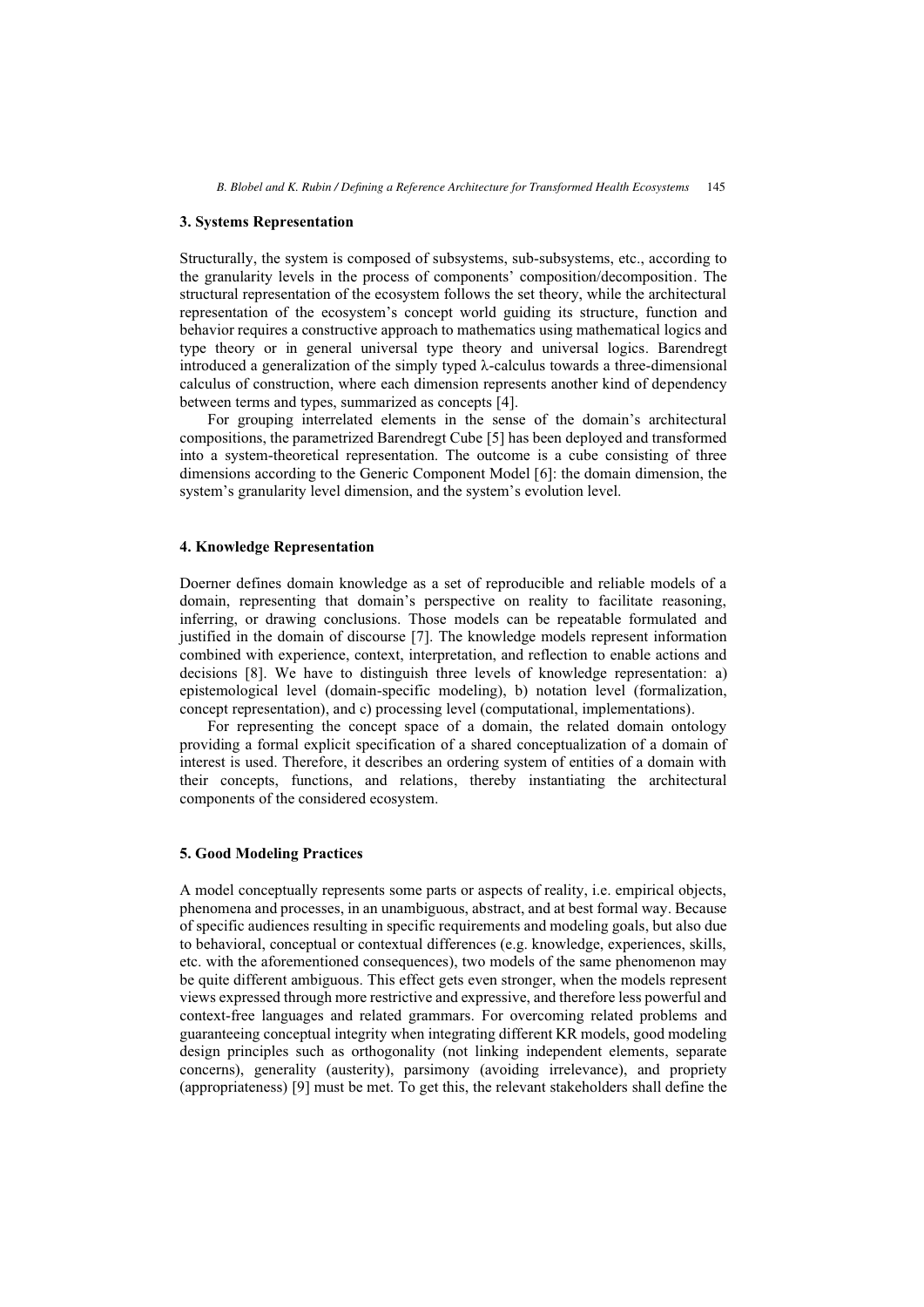## 3. Systems Representation

Structurally, the system is composed of subsystems, sub-subsystems, etc., according to the granularity levels in the process of components' composition/decomposition. The structural representation of the ecosystem follows the set theory, while the architectural representation of the ecosystem's concept world guiding its structure, function and behavior requires a constructive approach to mathematics using mathematical logics and type theory or in general universal type theory and universal logics. Barendregt introduced a generalization of the simply typed λ-calculus towards a three-dimensional calculus of construction, where each dimension represents another kind of dependency between terms and types, summarized as concepts [4].

For grouping interrelated elements in the sense of the domain's architectural compositions, the parametrized Barendregt Cube [5] has been deployed and transformed into a system-theoretical representation. The outcome is a cube consisting of three dimensions according to the Generic Component Model [6]: the domain dimension, the system's granularity level dimension, and the system's evolution level.

## 4. Knowledge Representation

Doerner defines domain knowledge as a set of reproducible and reliable models of a domain, representing that domain's perspective on reality to facilitate reasoning, inferring, or drawing conclusions. Those models can be repeatable formulated and justified in the domain of discourse [7]. The knowledge models represent information combined with experience, context, interpretation, and reflection to enable actions and decisions [8]. We have to distinguish three levels of knowledge representation: a) epistemological level (domain-specific modeling), b) notation level (formalization, concept representation), and c) processing level (computational, implementations).

For representing the concept space of a domain, the related domain ontology providing a formal explicit specification of a shared conceptualization of a domain of interest is used. Therefore, it describes an ordering system of entities of a domain with their concepts, functions, and relations, thereby instantiating the architectural components of the considered ecosystem.

## 5. Good Modeling Practices

A model conceptually represents some parts or aspects of reality, i.e. empirical objects, phenomena and processes, in an unambiguous, abstract, and at best formal way. Because of specific audiences resulting in specific requirements and modeling goals, but also due to behavioral, conceptual or contextual differences (e.g. knowledge, experiences, skills, etc. with the aforementioned consequences), two models of the same phenomenon may be quite different ambiguous. This effect gets even stronger, when the models represent views expressed through more restrictive and expressive, and therefore less powerful and context-free languages and related grammars. For overcoming related problems and guaranteeing conceptual integrity when integrating different KR models, good modeling design principles such as orthogonality (not linking independent elements, separate concerns), generality (austerity), parsimony (avoiding irrelevance), and propriety (appropriateness) [9] must be met. To get this, the relevant stakeholders shall define the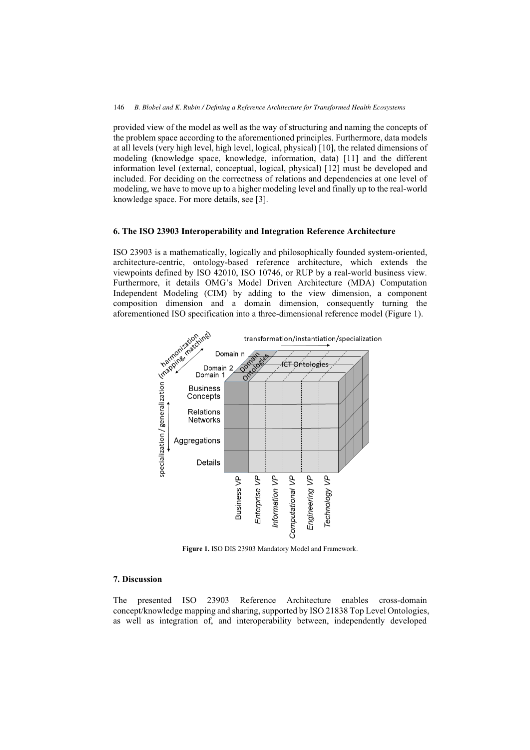provided view of the model as well as the way of structuring and naming the concepts of the problem space according to the aforementioned principles. Furthermore, data models at all levels (very high level, high level, logical, physical) [10], the related dimensions of modeling (knowledge space, knowledge, information, data) [11] and the different information level (external, conceptual, logical, physical) [12] must be developed and included. For deciding on the correctness of relations and dependencies at one level of modeling, we have to move up to a higher modeling level and finally up to the real-world knowledge space. For more details, see [3].

## 6. The ISO 23903 Interoperability and Integration Reference Architecture

ISO 23903 is a mathematically, logically and philosophically founded system-oriented, architecture-centric, ontology-based reference architecture, which extends the viewpoints defined by ISO 42010, ISO 10746, or RUP by a real-world business view. Furthermore, it details OMG's Model Driven Architecture (MDA) Computation Independent Modeling (CIM) by adding to the view dimension, a component composition dimension and a domain dimension, consequently turning the aforementioned ISO specification into a three-dimensional reference model (Figure 1).

**Figure 1.** ISO DIS 23903 Mandatory Model and Framework.

## 7. Discussion

The presented ISO 23903 Reference Architecture enables cross-domain concept/knowledge mapping and sharing, supported by ISO 21838 Top Level Ontologies, as well as integration of, and interoperability between, independently developed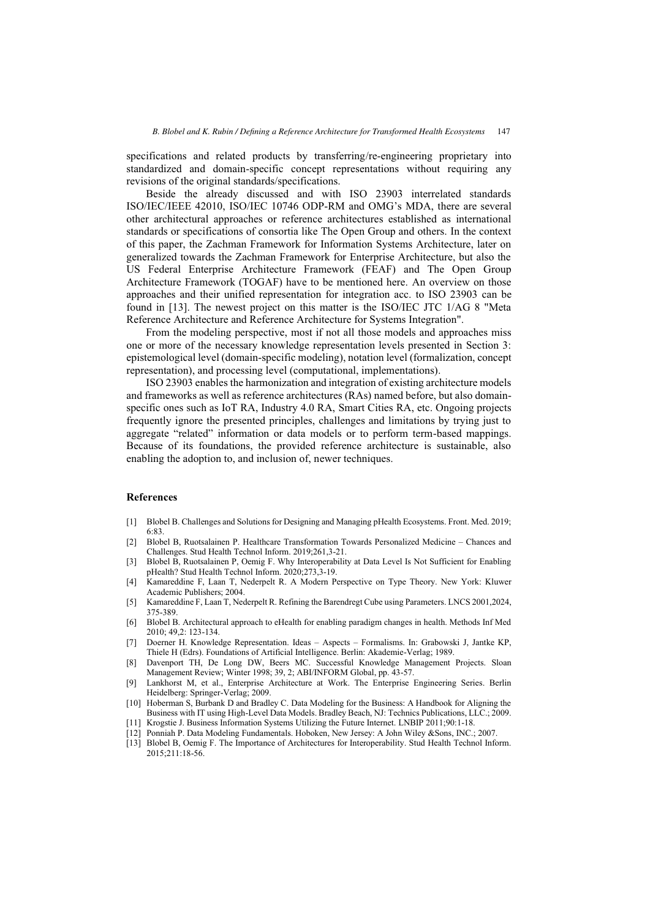specifications and related products by transferring/re-engineering proprietary into standardized and domain-specific concept representations without requiring any revisions of the original standards/specifications.

Beside the already discussed and with ISO 23903 interrelated standards ISO/IEC/IEEE 42010, ISO/IEC 10746 ODP-RM and OMG's MDA, there are several other architectural approaches or reference architectures established as international standards or specifications of consortia like The Open Group and others. In the context of this paper, the Zachman Framework for Information Systems Architecture, later on generalized towards the Zachman Framework for Enterprise Architecture, but also the US Federal Enterprise Architecture Framework (FEAF) and The Open Group Architecture Framework (TOGAF) have to be mentioned here. An overview on those approaches and their unified representation for integration acc. to ISO 23903 can be found in [13]. The newest project on this matter is the ISO/IEC JTC 1/AG 8 "Meta Reference Architecture and Reference Architecture for Systems Integration".

From the modeling perspective, most if not all those models and approaches miss one or more of the necessary knowledge representation levels presented in Section 3: epistemological level (domain-specific modeling), notation level (formalization, concept representation), and processing level (computational, implementations).

ISO 23903 enables the harmonization and integration of existing architecture models and frameworks as well as reference architectures (RAs) named before, but also domain-specific ones such as IoT RA, Industry 4.0 RA, Smart Cities RA, etc. Ongoing projects frequently ignore the presented principles, challenges and limitations by trying just to aggregate "related" information or data models or to perform term-based mappings. Because of its foundations, the provided reference architecture is sustainable, also enabling the adoption to, and inclusion of, newer techniques.

## References

[1] Blobel B. Challenges and Solutions for Designing and Managing pHealth Ecosystems. Front. Med. 2019; 6:83.

[2] Blobel B, Ruotsalainen P. Healthcare Transformation Towards Personalized Medicine – Chances and Challenges. Stud Health Technol Inform. 2019;261,3-21.

[3] Blobel B, Ruotsalainen P, Oemig F. Why Interoperability at Data Level Is Not Sufficient for Enabling pHealth? Stud Health Technol Inform. 2020;273,3-19.

[4] Kamareddine F, Laan T, Nederpelt R. A Modern Perspective on Type Theory. New York: Kluwer Academic Publishers; 2004.

[5] Kamareddine F, Laan T, Nederpelt R. Refining the Barendregt Cube using Parameters. LNCS 2001,2024, 375-389.

[6] Blobel B. Architectural approach to eHealth for enabling paradigm changes in health. Methods Inf Med 2010; 49,2: 123-134.

[7] Doerner H. Knowledge Representation. Ideas – Aspects – Formalisms. In: Grabowski J, Jantke KP, Thiele H (Edrs). Foundations of Artificial Intelligence. Berlin: Akademie-Verlag; 1989.

[8] Davenport TH, De Long DW, Beers MC. Successful Knowledge Management Projects. Sloan Management Review; Winter 1998; 39, 2; ABI/INFORM Global, pp. 43-57.

[9] Lankhorst M, et al., Enterprise Architecture at Work. The Enterprise Engineering Series. Berlin Heidelberg: Springer-Verlag; 2009.

[10] Hoberman S, Burbank D and Bradley C. Data Modeling for the Business: A Handbook for Aligning the Business with IT using High-Level Data Models. Bradley Beach, NJ: Technics Publications, LLC.; 2009.

[11] Krogstie J. Business Information Systems Utilizing the Future Internet. LNBIP 2011;90:1-18.

[12] Ponniah P. Data Modeling Fundamentals. Hoboken, New Jersey: A John Wiley &Sons, INC.; 2007.

[13] Blobel B, Oemig F. The Importance of Architectures for Interoperability. Stud Health Technol Inform. 2015;211:18-56.